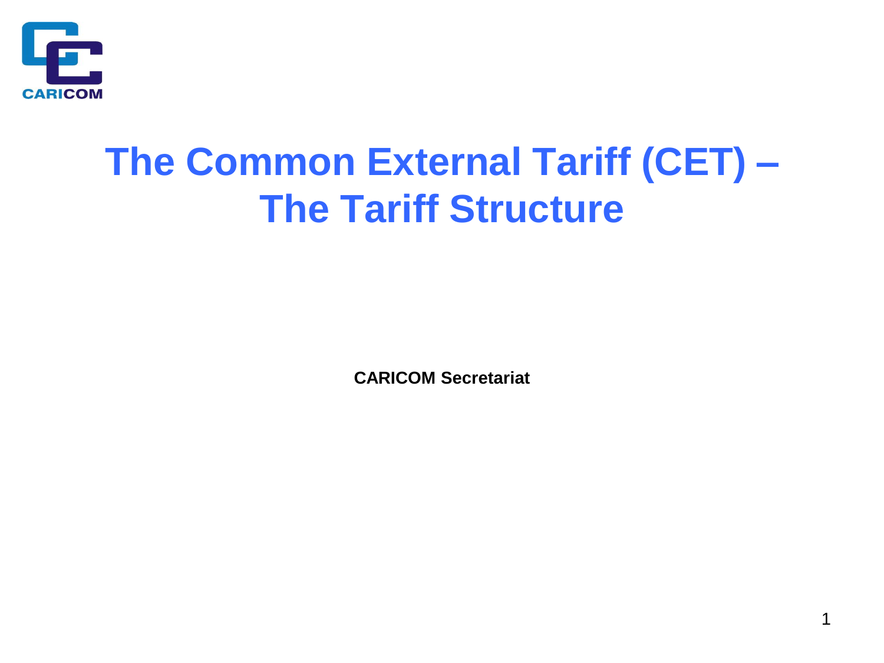CARICOM

# The Common External Tariff (CET) – The Tariff Structure

**CARICOM Secretariat**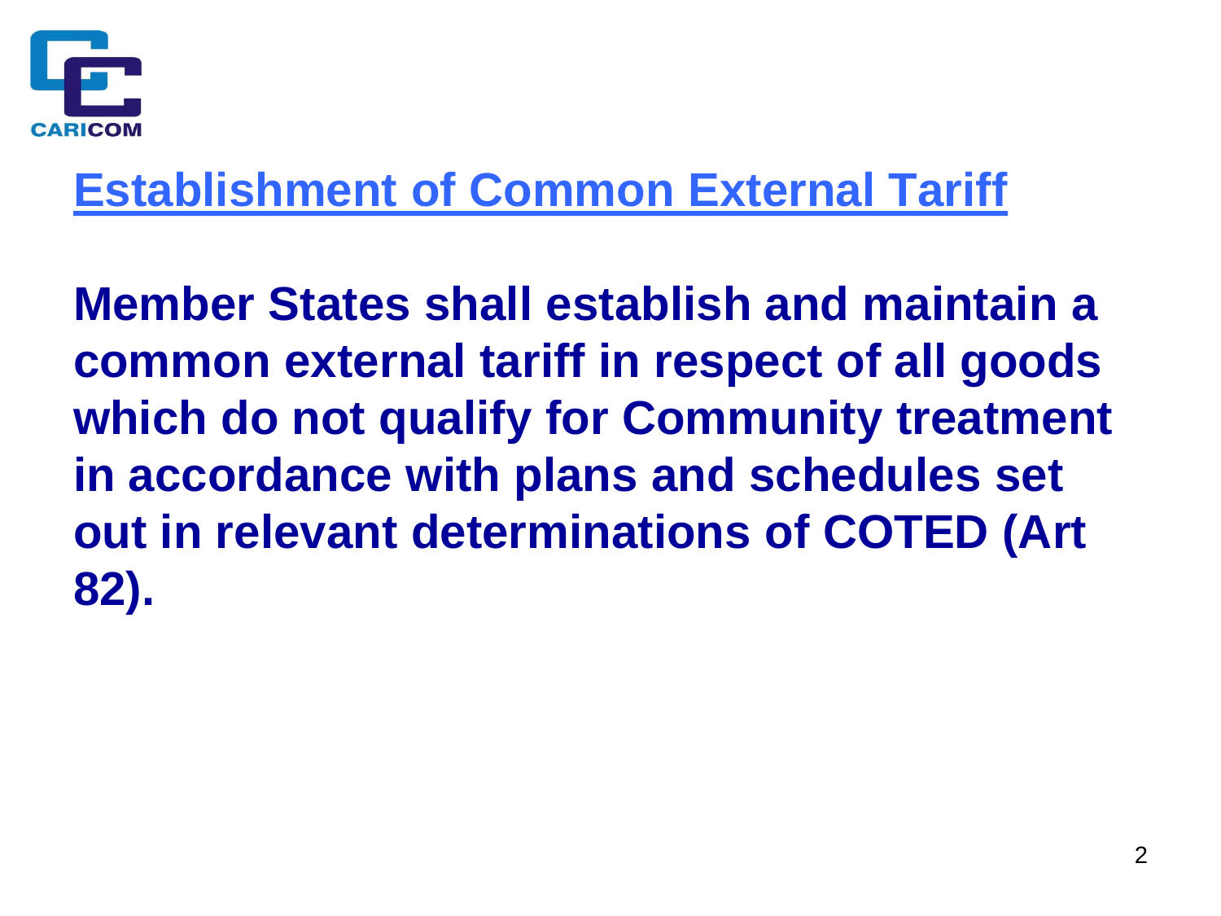## Establishment of Common External Tariff

**Member States shall establish and maintain a common external tariff in respect of all goods which do not qualify for Community treatment in accordance with plans and schedules set out in relevant determinations of COTED (Art 82).**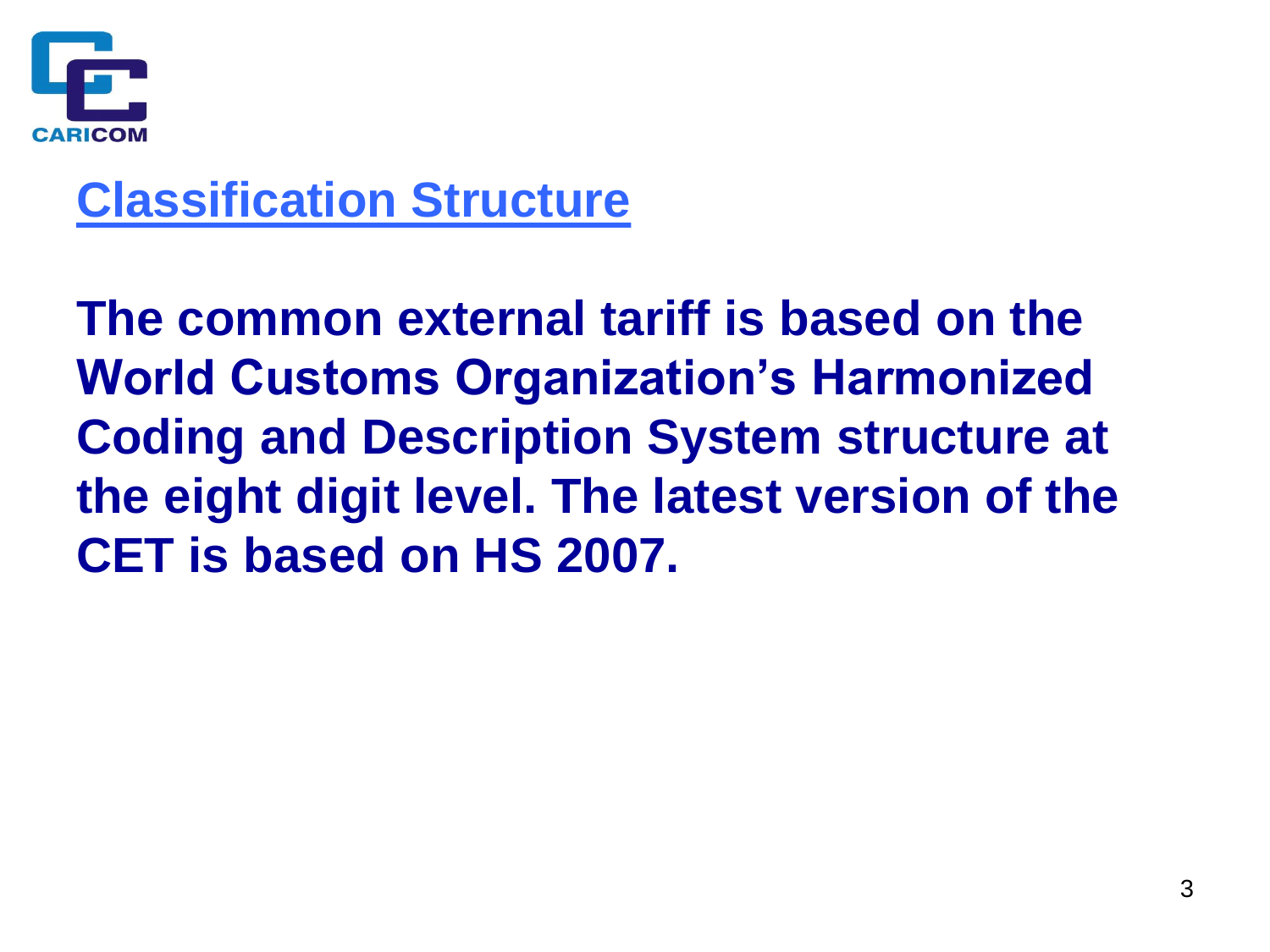## Classification Structure

**The common external tariff is based on the World Customs Organization's Harmonized Coding and Description System structure at the eight digit level. The latest version of the CET is based on HS 2007.**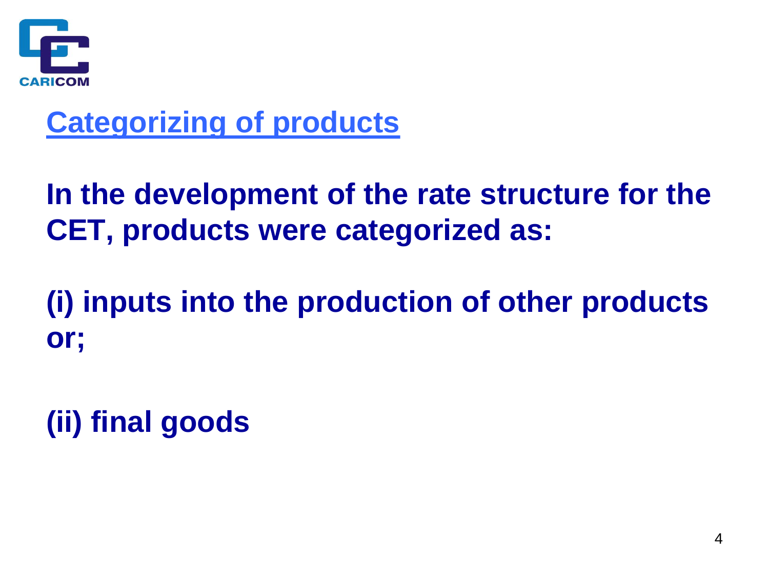## Categorizing of products

**In the development of the rate structure for the CET, products were categorized as:**

**(i) inputs into the production of other products or;**

**(ii) final goods**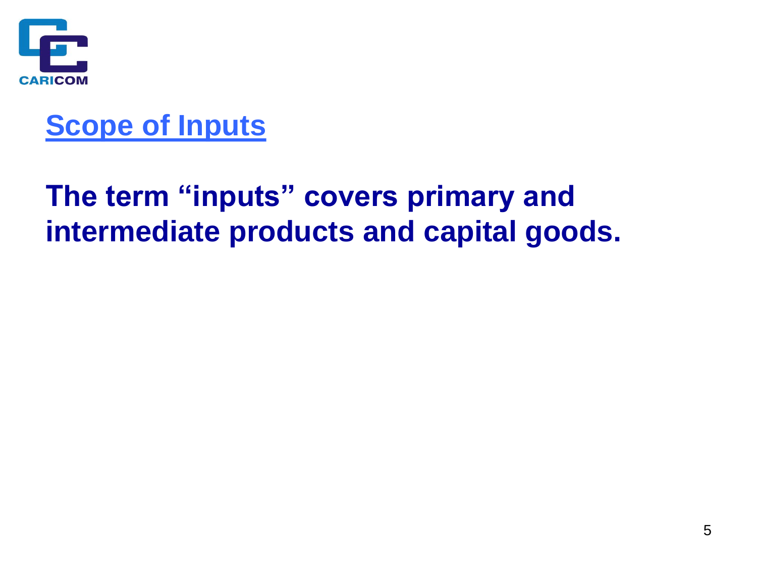## Scope of Inputs

**The term “inputs” covers primary and intermediate products and capital goods.**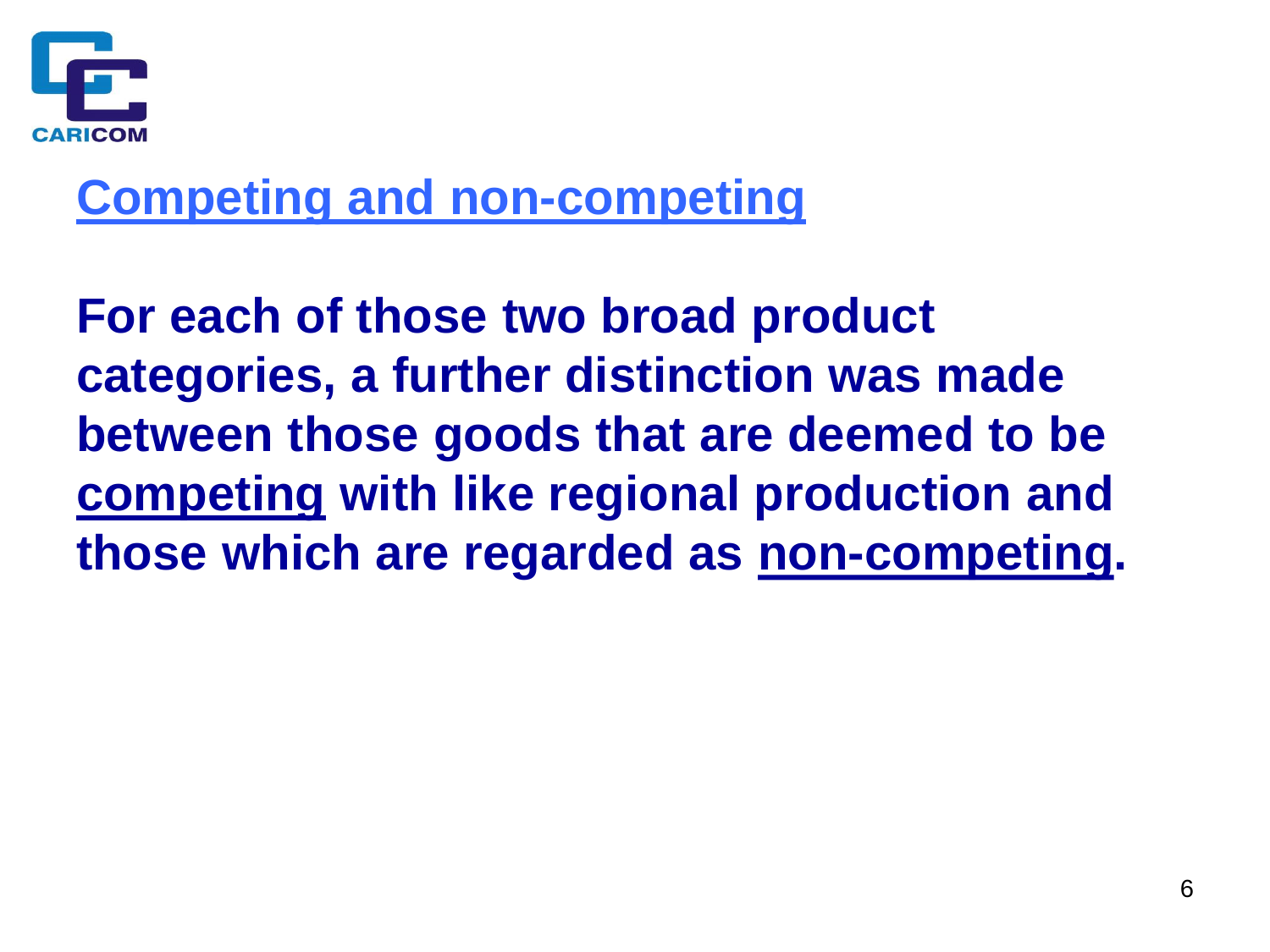## Competing and non-competing

**For each of those two broad product categories, a further distinction was made between those goods that are deemed to be competing with like regional production and those which are regarded as non-competing.**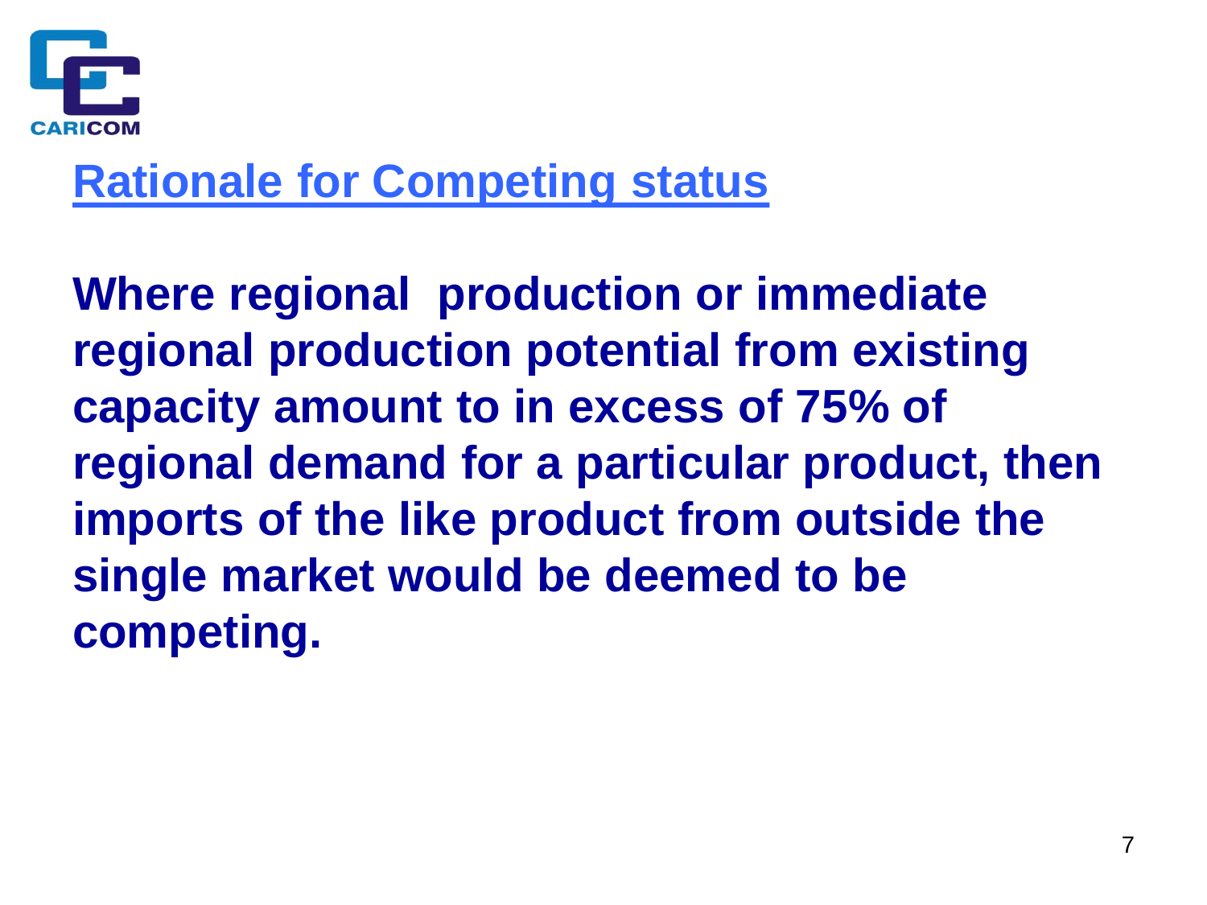## Rationale for Competing status

**Where regional production or immediate regional production potential from existing capacity amount to in excess of 75% of regional demand for a particular product, then imports of the like product from outside the single market would be deemed to be competing.**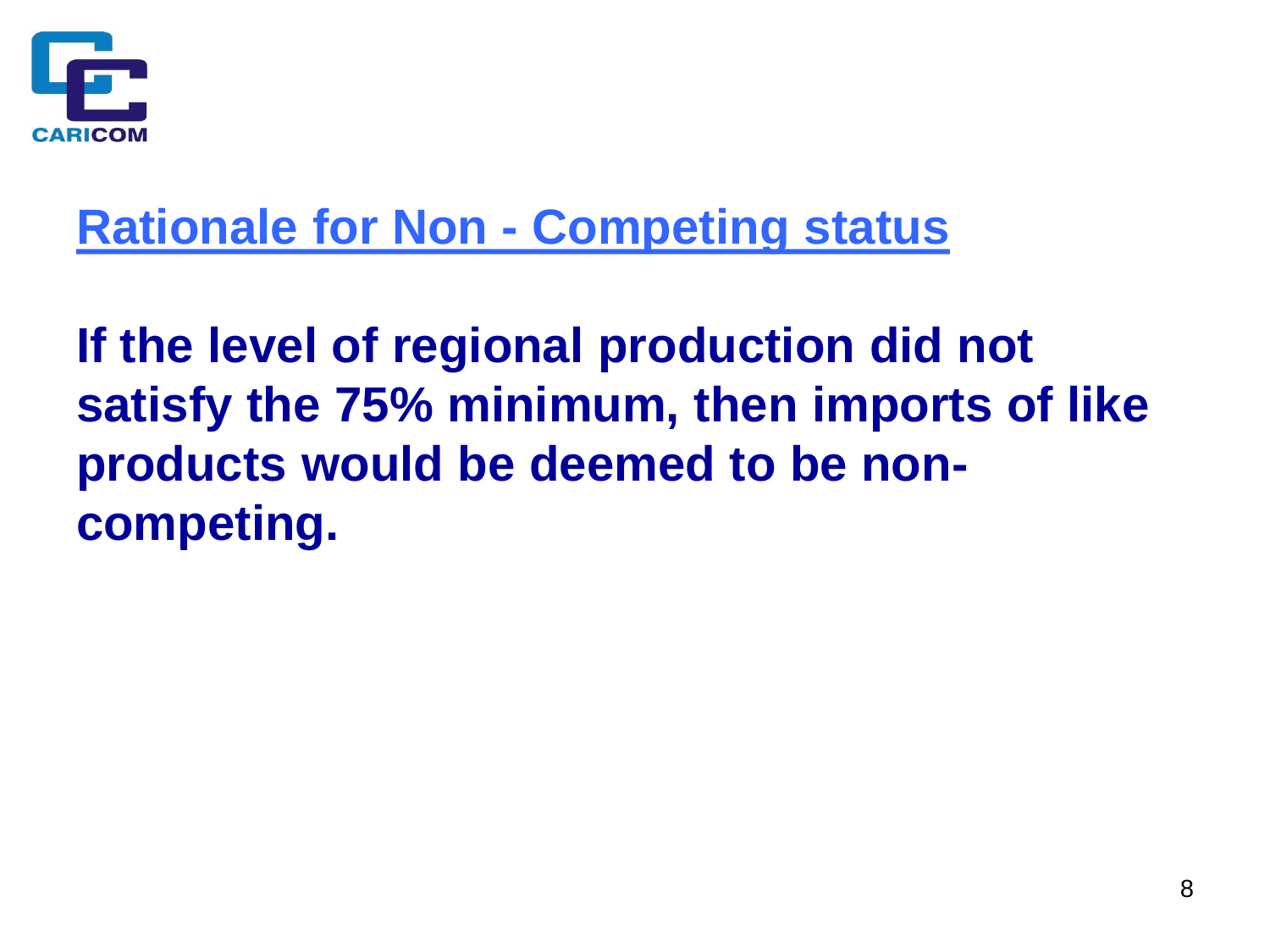## Rationale for Non - Competing status

**If the level of regional production did not satisfy the 75% minimum, then imports of like products would be deemed to be non-competing.**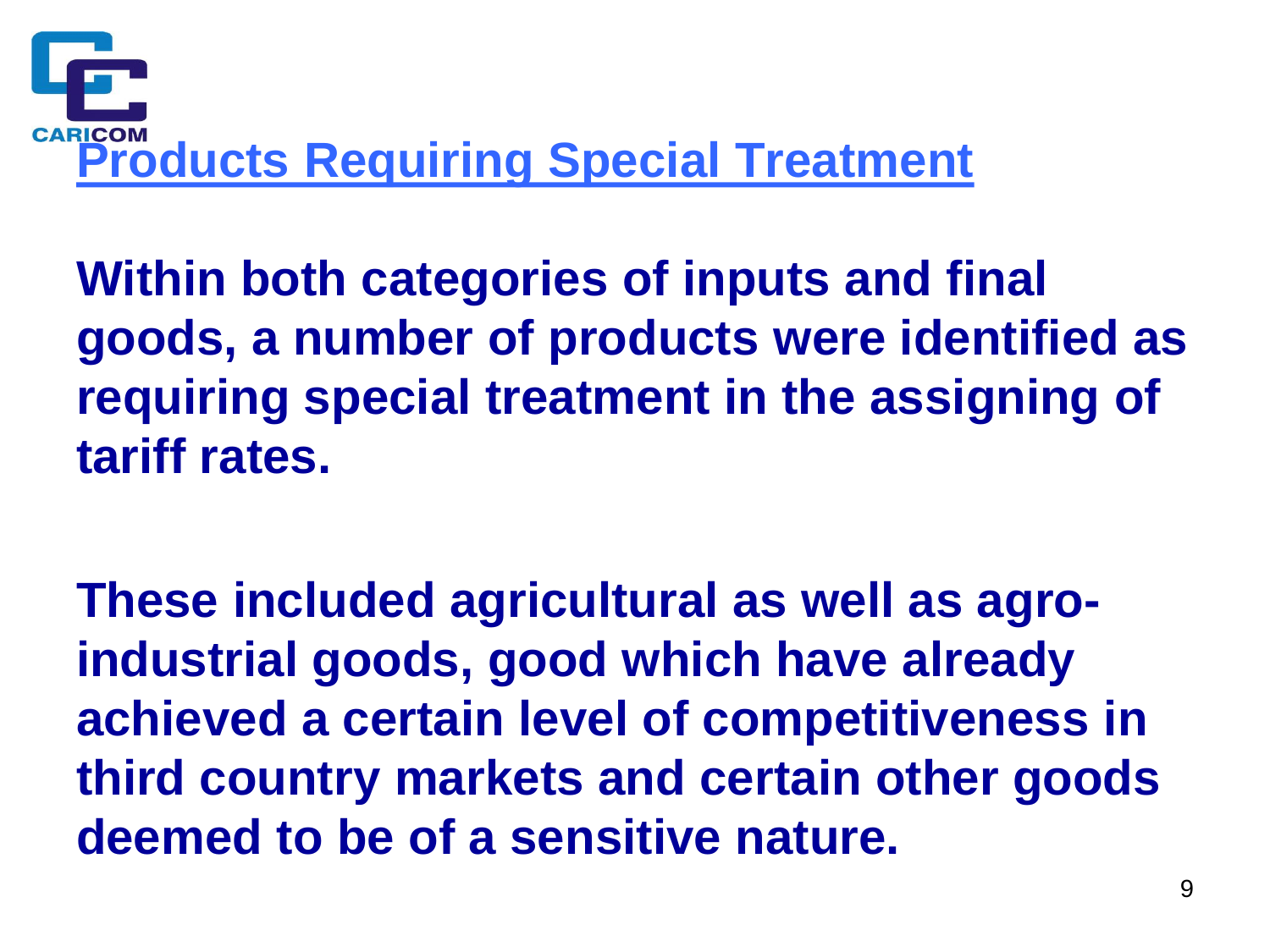# Products Requiring Special Treatment

**Within both categories of inputs and final goods, a number of products were identified as requiring special treatment in the assigning of tariff rates.**

**These included agricultural as well as agro-industrial goods, good which have already achieved a certain level of competitiveness in third country markets and certain other goods deemed to be of a sensitive nature.**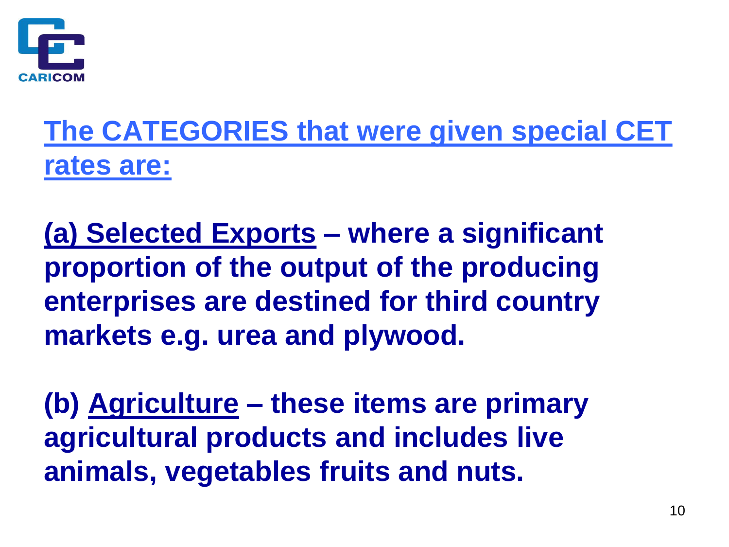## The CATEGORIES that were given special CET rates are:

**(a) Selected Exports – where a significant proportion of the output of the producing enterprises are destined for third country markets e.g. urea and plywood.**

**(b) Agriculture – these items are primary agricultural products and includes live animals, vegetables fruits and nuts.**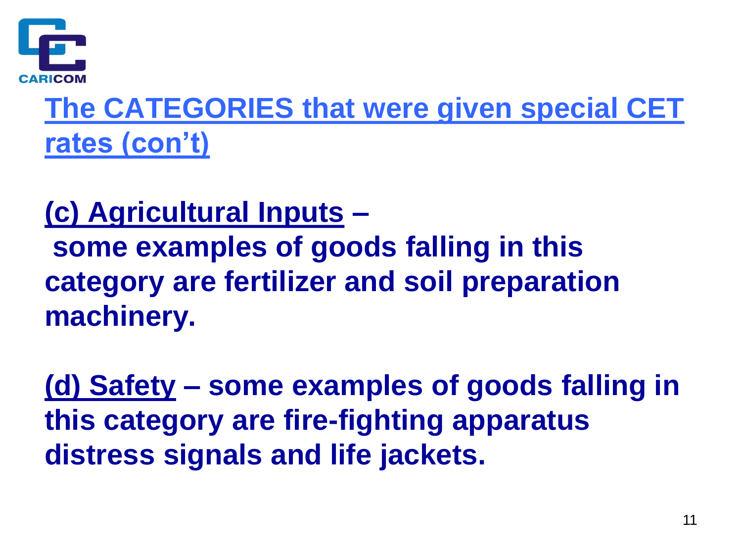CARICOM

## The CATEGORIES that were given special CET rates (con't)

**(c) Agricultural Inputs –** **some examples of goods falling in this category are fertilizer and soil preparation machinery.**

**(d) Safety – some examples of goods falling in this category are fire-fighting apparatus distress signals and life jackets.**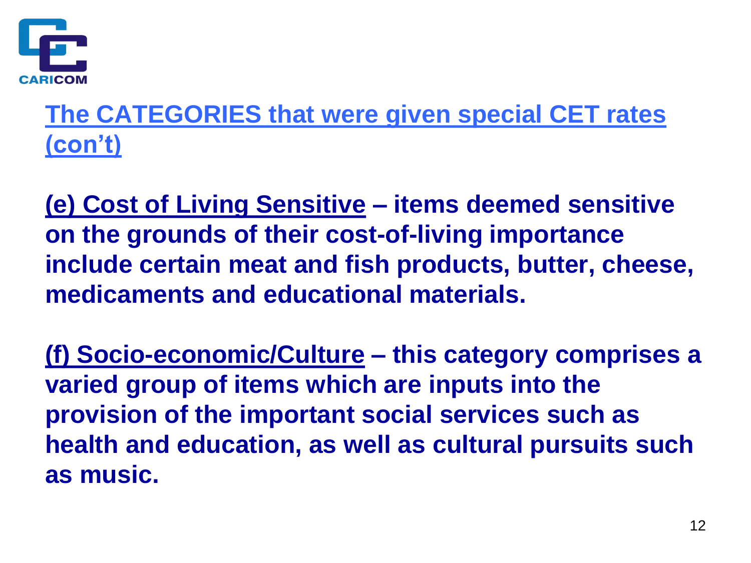## The CATEGORIES that were given special CET rates (con't)

**(e) Cost of Living Sensitive – items deemed sensitive on the grounds of their cost-of-living importance include certain meat and fish products, butter, cheese, medicaments and educational materials.**

**(f) Socio-economic/Culture – this category comprises a varied group of items which are inputs into the provision of the important social services such as health and education, as well as cultural pursuits such as music.**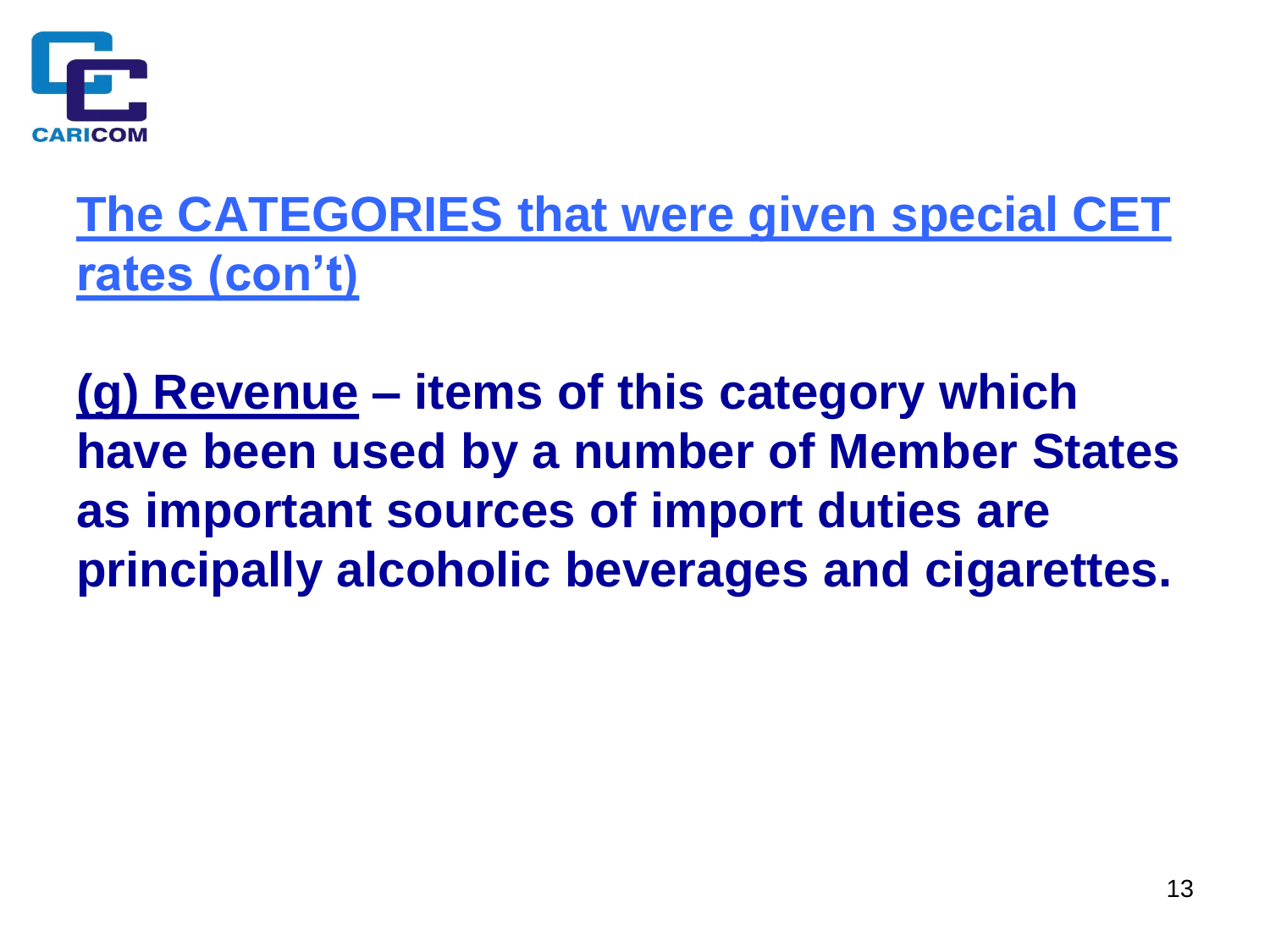## The CATEGORIES that were given special CET rates (con't)

**(g) Revenue – items of this category which have been used by a number of Member States as important sources of import duties are principally alcoholic beverages and cigarettes.**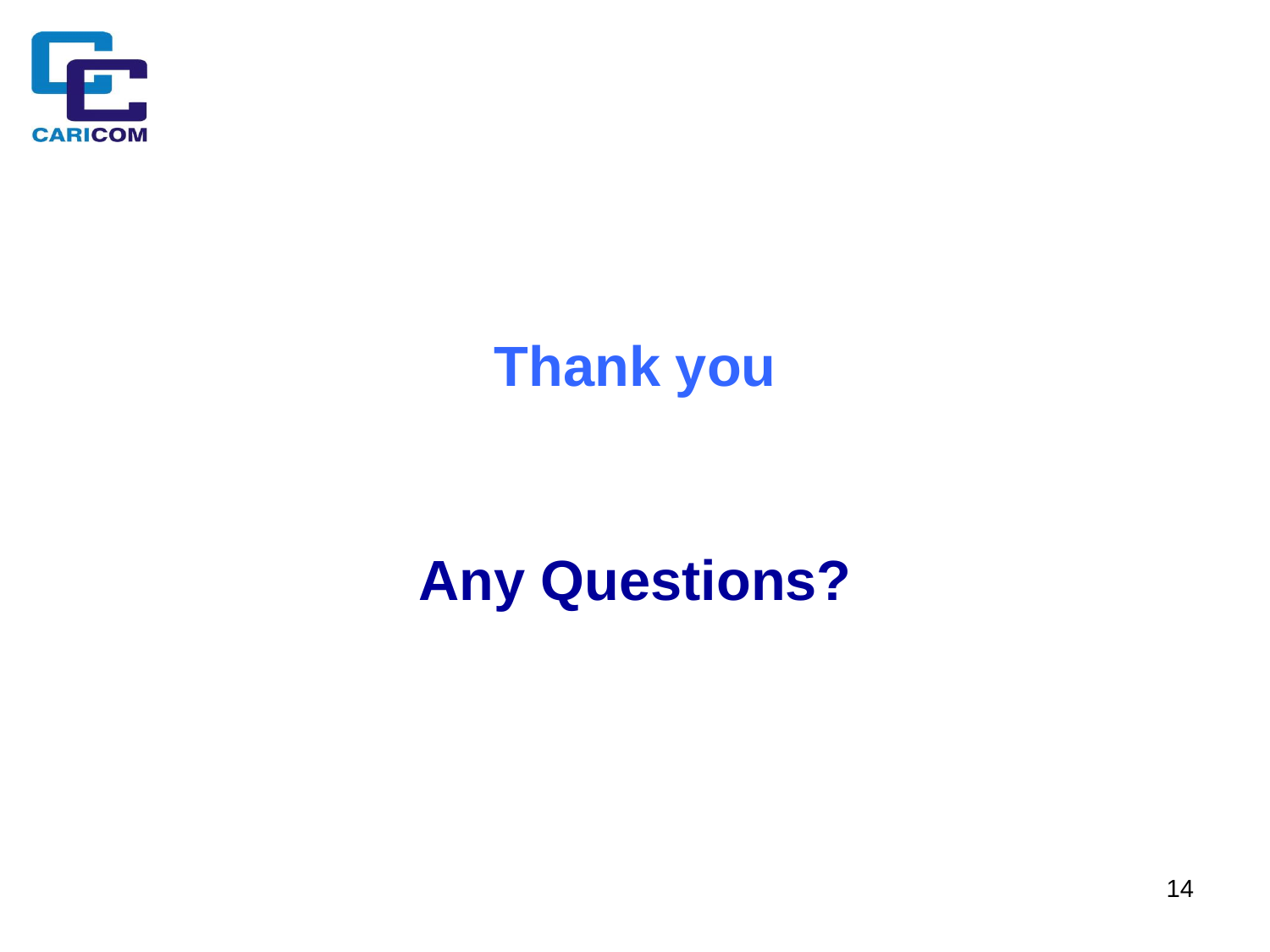CARICOM

# Thank you

# Any Questions?